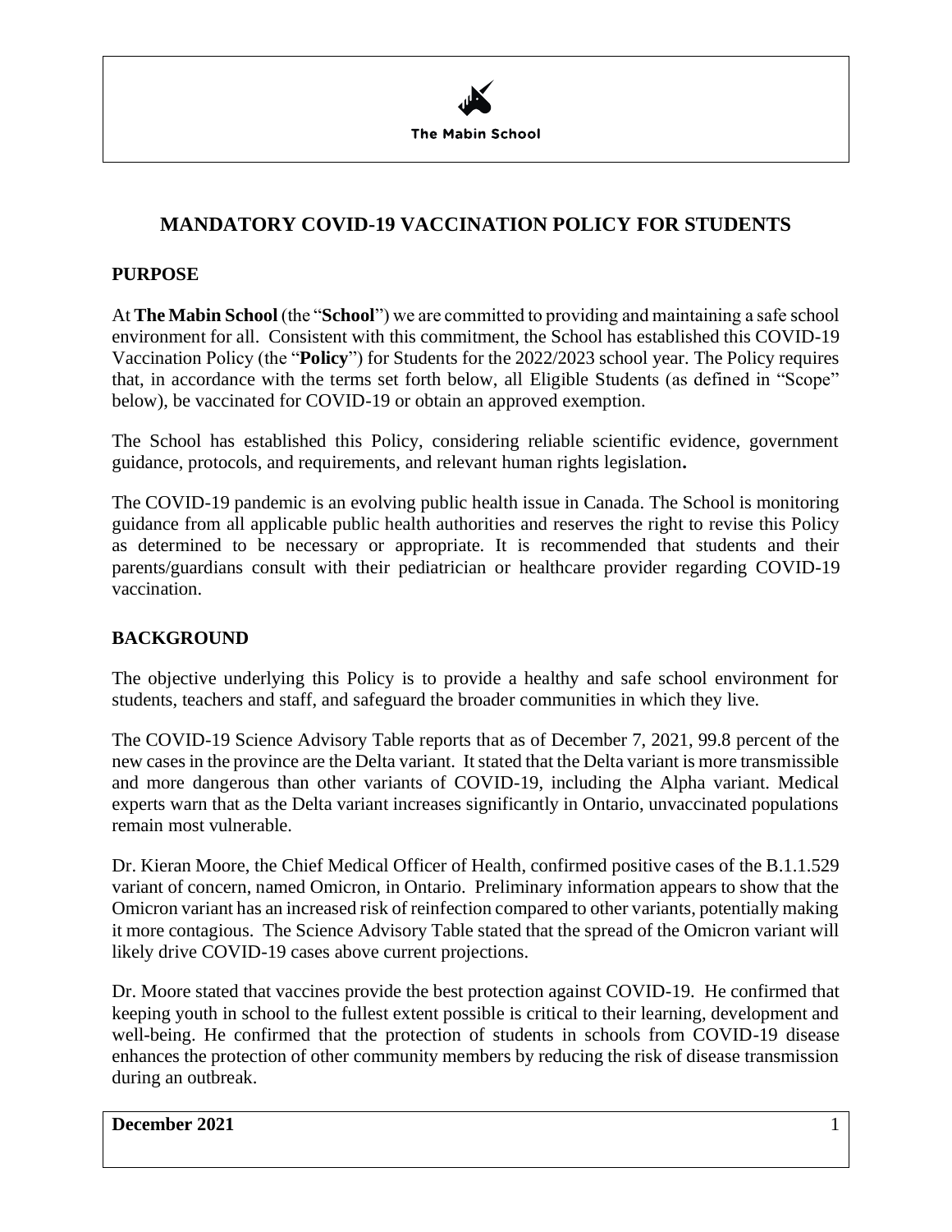The Mabin School

# MANDATORY COVID-19 VACCINATION POLICY FOR STUDENTS

## PURPOSE

At **The Mabin School** (the "**School**") we are committed to providing and maintaining a safe school environment for all. Consistent with this commitment, the School has established this COVID-19 Vaccination Policy (the "**Policy**") for Students for the 2022/2023 school year. The Policy requires that, in accordance with the terms set forth below, all Eligible Students (as defined in "Scope" below), be vaccinated for COVID-19 or obtain an approved exemption.

The School has established this Policy, considering reliable scientific evidence, government guidance, protocols, and requirements, and relevant human rights legislation**.**

The COVID-19 pandemic is an evolving public health issue in Canada. The School is monitoring guidance from all applicable public health authorities and reserves the right to revise this Policy as determined to be necessary or appropriate. It is recommended that students and their parents/guardians consult with their pediatrician or healthcare provider regarding COVID-19 vaccination.

## BACKGROUND

The objective underlying this Policy is to provide a healthy and safe school environment for students, teachers and staff, and safeguard the broader communities in which they live.

The COVID-19 Science Advisory Table reports that as of December 7, 2021, 99.8 percent of the new cases in the province are the Delta variant. It stated that the Delta variant is more transmissible and more dangerous than other variants of COVID-19, including the Alpha variant. Medical experts warn that as the Delta variant increases significantly in Ontario, unvaccinated populations remain most vulnerable.

Dr. Kieran Moore, the Chief Medical Officer of Health, confirmed positive cases of the B.1.1.529 variant of concern, named Omicron, in Ontario. Preliminary information appears to show that the Omicron variant has an increased risk of reinfection compared to other variants, potentially making it more contagious. The Science Advisory Table stated that the spread of the Omicron variant will likely drive COVID-19 cases above current projections.

Dr. Moore stated that vaccines provide the best protection against COVID-19. He confirmed that keeping youth in school to the fullest extent possible is critical to their learning, development and well-being. He confirmed that the protection of students in schools from COVID-19 disease enhances the protection of other community members by reducing the risk of disease transmission during an outbreak.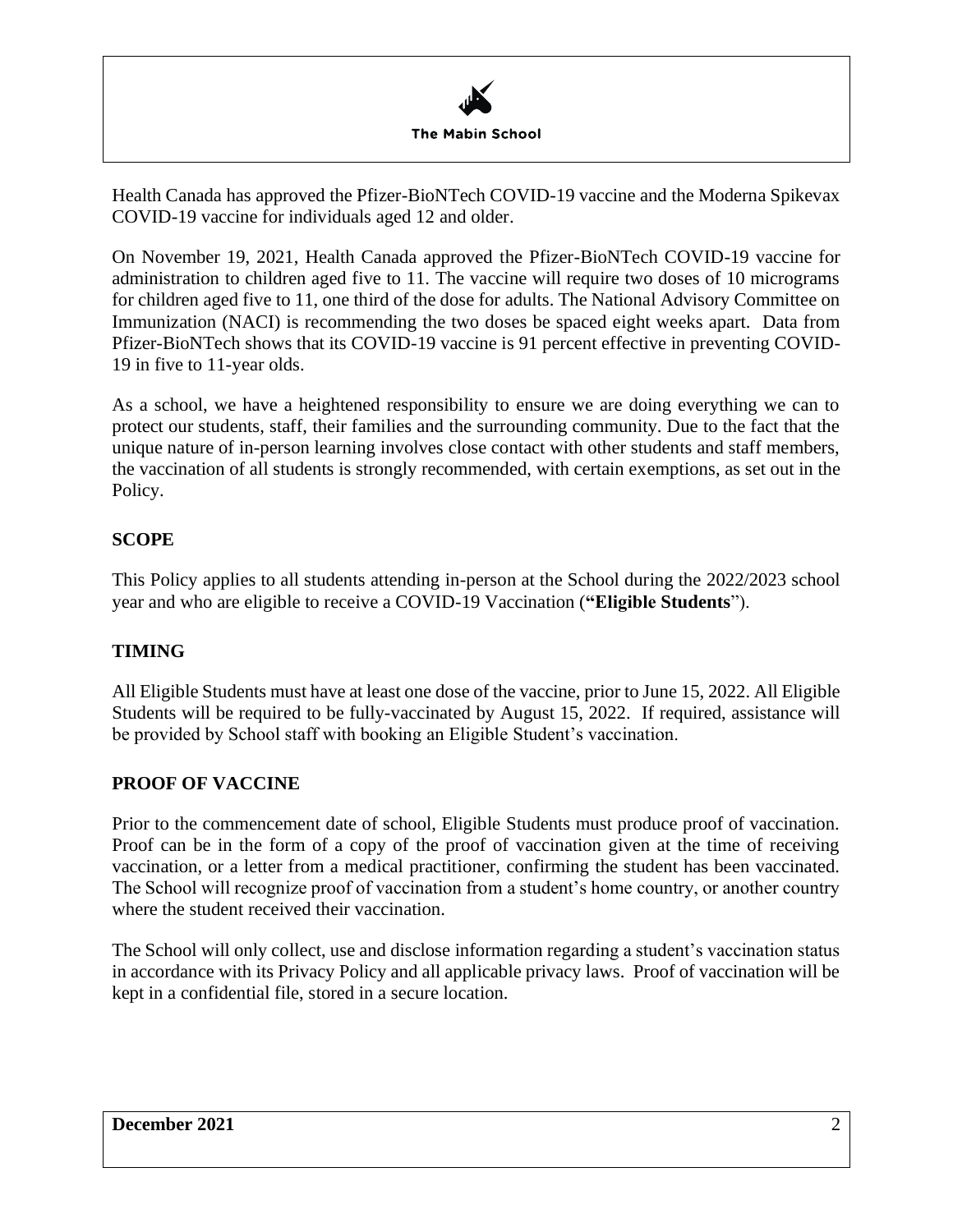Health Canada has approved the Pfizer-BioNTech COVID-19 vaccine and the Moderna Spikevax COVID-19 vaccine for individuals aged 12 and older.

On November 19, 2021, Health Canada approved the Pfizer-BioNTech COVID-19 vaccine for administration to children aged five to 11. The vaccine will require two doses of 10 micrograms for children aged five to 11, one third of the dose for adults. The National Advisory Committee on Immunization (NACI) is recommending the two doses be spaced eight weeks apart. Data from Pfizer-BioNTech shows that its COVID-19 vaccine is 91 percent effective in preventing COVID-19 in five to 11-year olds.

As a school, we have a heightened responsibility to ensure we are doing everything we can to protect our students, staff, their families and the surrounding community. Due to the fact that the unique nature of in-person learning involves close contact with other students and staff members, the vaccination of all students is strongly recommended, with certain exemptions, as set out in the Policy.

## SCOPE

This Policy applies to all students attending in-person at the School during the 2022/2023 school year and who are eligible to receive a COVID-19 Vaccination (**"Eligible Students**").

## TIMING

All Eligible Students must have at least one dose of the vaccine, prior to June 15, 2022. All Eligible Students will be required to be fully-vaccinated by August 15, 2022. If required, assistance will be provided by School staff with booking an Eligible Student's vaccination.

## PROOF OF VACCINE

Prior to the commencement date of school, Eligible Students must produce proof of vaccination. Proof can be in the form of a copy of the proof of vaccination given at the time of receiving vaccination, or a letter from a medical practitioner, confirming the student has been vaccinated. The School will recognize proof of vaccination from a student's home country, or another country where the student received their vaccination.

The School will only collect, use and disclose information regarding a student's vaccination status in accordance with its Privacy Policy and all applicable privacy laws. Proof of vaccination will be kept in a confidential file, stored in a secure location.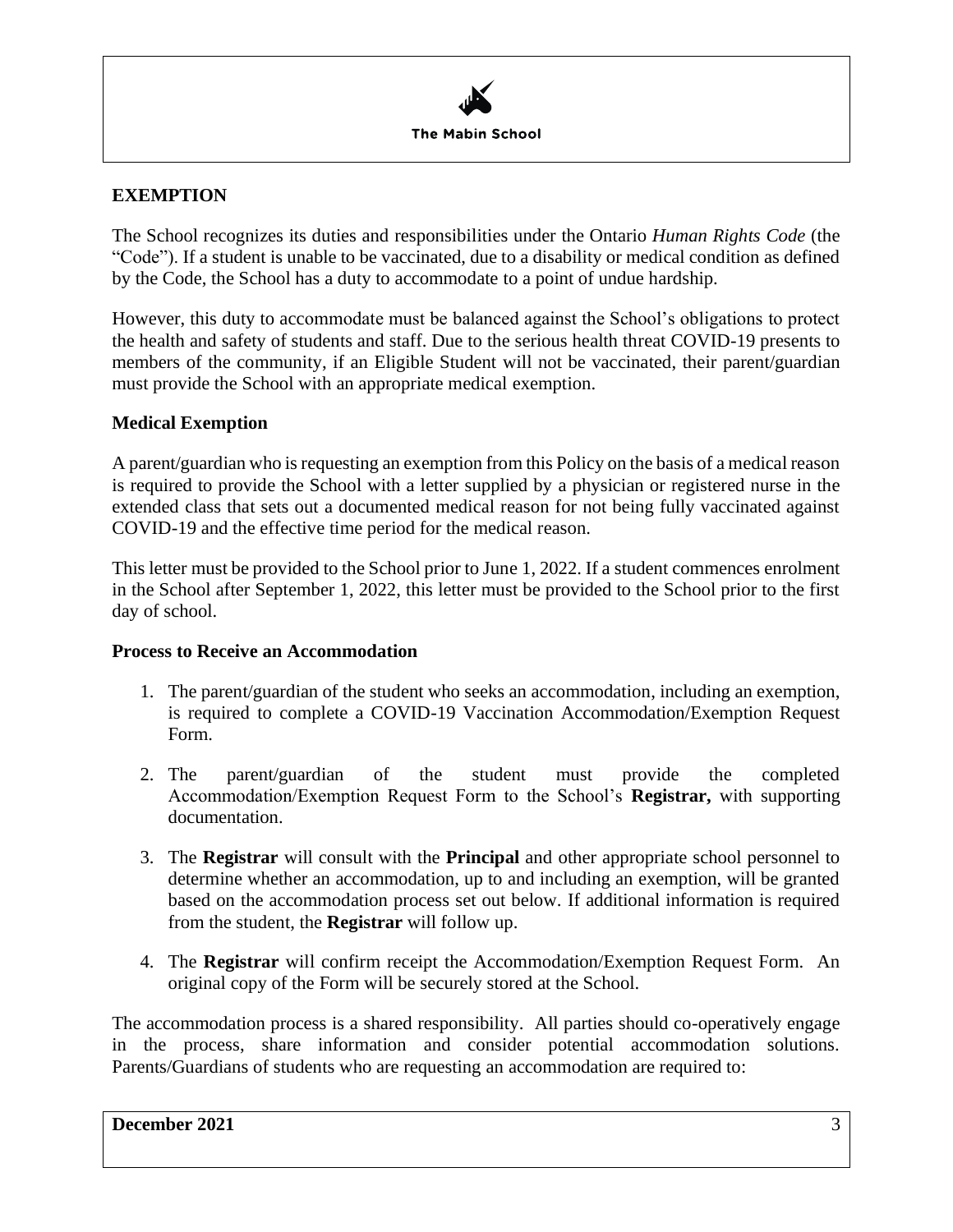## EXEMPTION

The School recognizes its duties and responsibilities under the Ontario *Human Rights Code* (the "Code"). If a student is unable to be vaccinated, due to a disability or medical condition as defined by the Code, the School has a duty to accommodate to a point of undue hardship.

However, this duty to accommodate must be balanced against the School's obligations to protect the health and safety of students and staff. Due to the serious health threat COVID-19 presents to members of the community, if an Eligible Student will not be vaccinated, their parent/guardian must provide the School with an appropriate medical exemption.

### Medical Exemption

A parent/guardian who is requesting an exemption from this Policy on the basis of a medical reason is required to provide the School with a letter supplied by a physician or registered nurse in the extended class that sets out a documented medical reason for not being fully vaccinated against COVID-19 and the effective time period for the medical reason.

This letter must be provided to the School prior to June 1, 2022. If a student commences enrolment in the School after September 1, 2022, this letter must be provided to the School prior to the first day of school.

### Process to Receive an Accommodation

1. The parent/guardian of the student who seeks an accommodation, including an exemption, is required to complete a COVID-19 Vaccination Accommodation/Exemption Request Form.
2. The parent/guardian of the student must provide the completed Accommodation/Exemption Request Form to the School's **Registrar,** with supporting documentation.
3. The **Registrar** will consult with the **Principal** and other appropriate school personnel to determine whether an accommodation, up to and including an exemption, will be granted based on the accommodation process set out below. If additional information is required from the student, the **Registrar** will follow up.
4. The **Registrar** will confirm receipt the Accommodation/Exemption Request Form. An original copy of the Form will be securely stored at the School.

The accommodation process is a shared responsibility. All parties should co-operatively engage in the process, share information and consider potential accommodation solutions. Parents/Guardians of students who are requesting an accommodation are required to: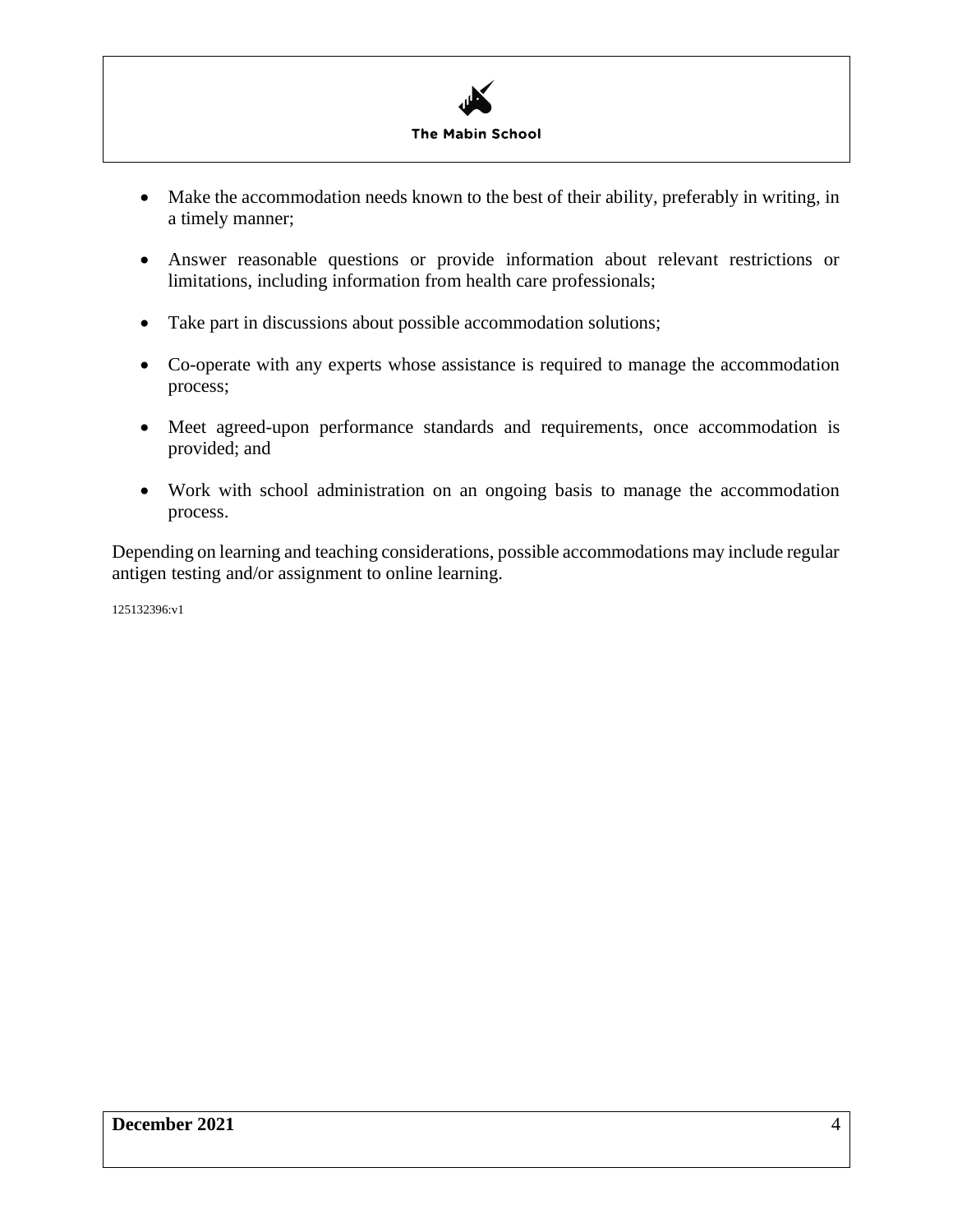- Make the accommodation needs known to the best of their ability, preferably in writing, in a timely manner;
- Answer reasonable questions or provide information about relevant restrictions or limitations, including information from health care professionals;
- Take part in discussions about possible accommodation solutions;
- Co-operate with any experts whose assistance is required to manage the accommodation process;
- Meet agreed-upon performance standards and requirements, once accommodation is provided; and
- Work with school administration on an ongoing basis to manage the accommodation process.

Depending on learning and teaching considerations, possible accommodations may include regular antigen testing and/or assignment to online learning.

125132396:v1